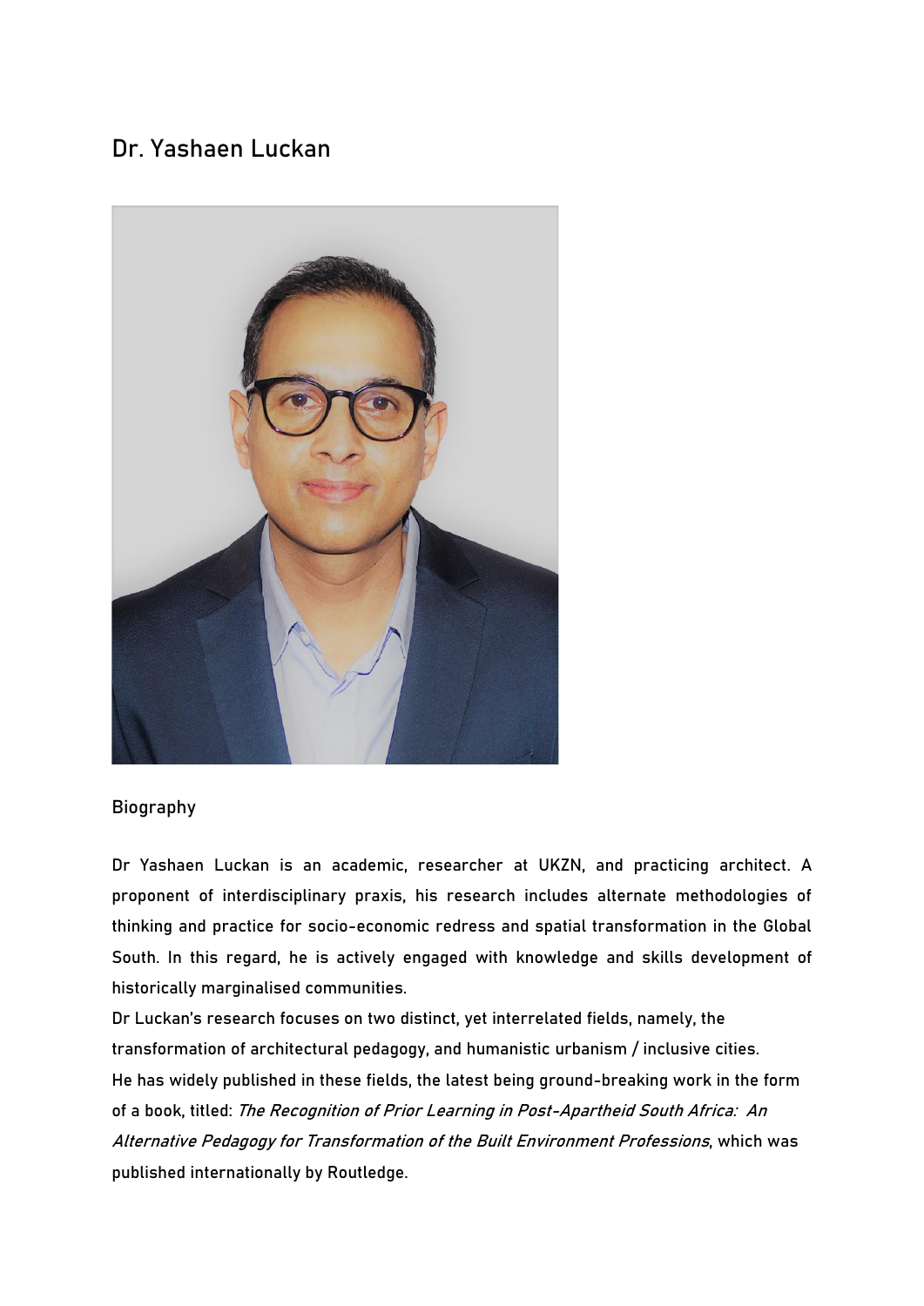# Dr. Yashaen Luckan

## Biography

Dr Yashaen Luckan is an academic, researcher at UKZN, and practicing architect. A proponent of interdisciplinary praxis, his research includes alternate methodologies of thinking and practice for socio-economic redress and spatial transformation in the Global South. In this regard, he is actively engaged with knowledge and skills development of historically marginalised communities.

Dr Luckan's research focuses on two distinct, yet interrelated fields, namely, the transformation of architectural pedagogy, and humanistic urbanism / inclusive cities.

He has widely published in these fields, the latest being ground-breaking work in the form of a book, titled: *The Recognition of Prior Learning in Post-Apartheid South Africa: An Alternative Pedagogy for Transformation of the Built Environment Professions*, which was published internationally by Routledge.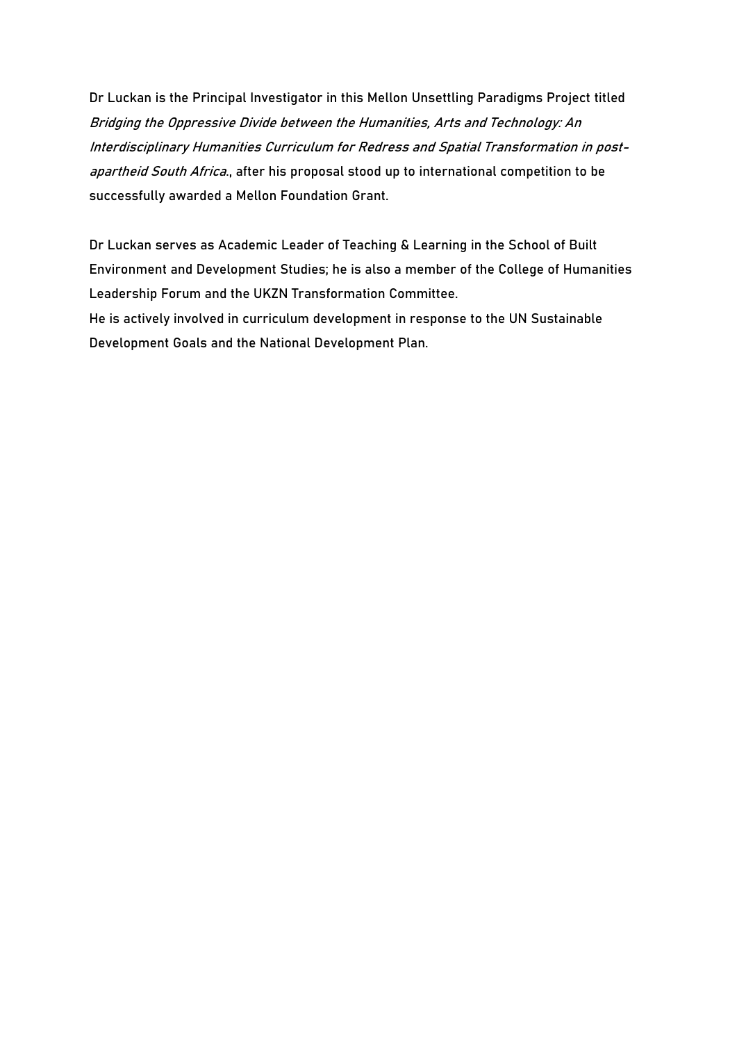Dr Luckan is the Principal Investigator in this Mellon Unsettling Paradigms Project titled *Bridging the Oppressive Divide between the Humanities, Arts and Technology: An Interdisciplinary Humanities Curriculum for Redress and Spatial Transformation in post-apartheid South Africa.*, after his proposal stood up to international competition to be successfully awarded a Mellon Foundation Grant.

Dr Luckan serves as Academic Leader of Teaching & Learning in the School of Built Environment and Development Studies; he is also a member of the College of Humanities Leadership Forum and the UKZN Transformation Committee.
He is actively involved in curriculum development in response to the UN Sustainable Development Goals and the National Development Plan.